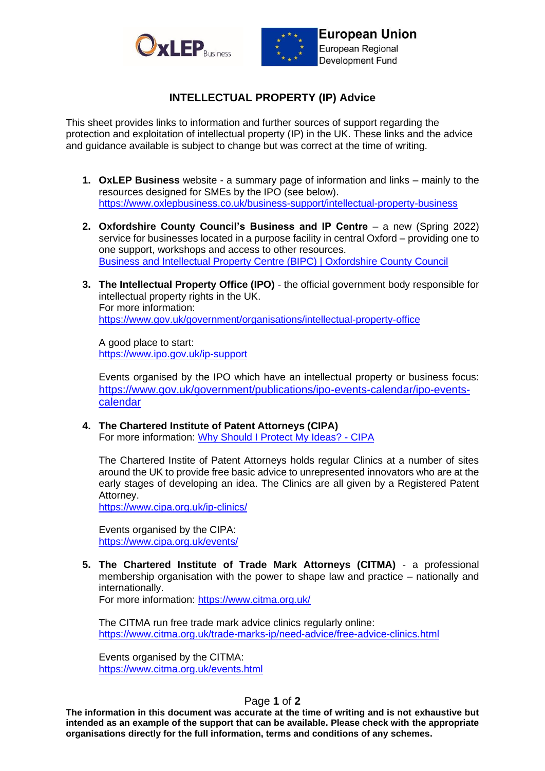OxLEP Business

**European Union**
European Regional Development Fund

# INTELLECTUAL PROPERTY (IP) Advice

This sheet provides links to information and further sources of support regarding the protection and exploitation of intellectual property (IP) in the UK. These links and the advice and guidance available is subject to change but was correct at the time of writing.

1. **OxLEP Business** website - a summary page of information and links – mainly to the resources designed for SMEs by the IPO (see below).
   https://www.oxlepbusiness.co.uk/business-support/intellectual-property-business

2. **Oxfordshire County Council's Business and IP Centre** – a new (Spring 2022) service for businesses located in a purpose facility in central Oxford – providing one to one support, workshops and access to other resources.
   Business and Intellectual Property Centre (BIPC) | Oxfordshire County Council

3. **The Intellectual Property Office (IPO)** - the official government body responsible for intellectual property rights in the UK.
   For more information:
   https://www.gov.uk/government/organisations/intellectual-property-office

   A good place to start:
   https://www.ipo.gov.uk/ip-support

   Events organised by the IPO which have an intellectual property or business focus:
   https://www.gov.uk/government/publications/ipo-events-calendar/ipo-events-calendar

4. **The Chartered Institute of Patent Attorneys (CIPA)**
   For more information: Why Should I Protect My Ideas? - CIPA

   The Chartered Instite of Patent Attorneys holds regular Clinics at a number of sites around the UK to provide free basic advice to unrepresented innovators who are at the early stages of developing an idea. The Clinics are all given by a Registered Patent Attorney.
   https://www.cipa.org.uk/ip-clinics/

   Events organised by the CIPA:
   https://www.cipa.org.uk/events/

5. **The Chartered Institute of Trade Mark Attorneys (CITMA)** - a professional membership organisation with the power to shape law and practice – nationally and internationally.
   For more information: https://www.citma.org.uk/

   The CITMA run free trade mark advice clinics regularly online:
   https://www.citma.org.uk/trade-marks-ip/need-advice/free-advice-clinics.html

   Events organised by the CITMA:
   https://www.citma.org.uk/events.html

**The information in this document was accurate at the time of writing and is not exhaustive but intended as an example of the support that can be available. Please check with the appropriate organisations directly for the full information, terms and conditions of any schemes.**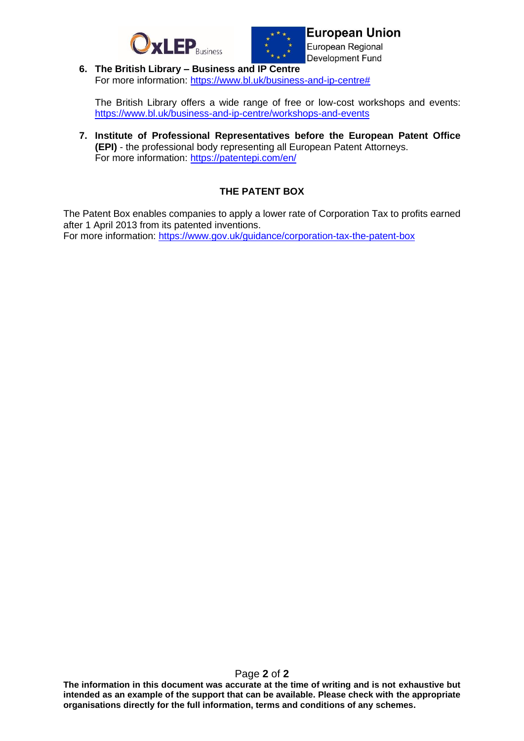6. **The British Library – Business and IP Centre**
   For more information: https://www.bl.uk/business-and-ip-centre#

   The British Library offers a wide range of free or low-cost workshops and events: https://www.bl.uk/business-and-ip-centre/workshops-and-events

7. **Institute of Professional Representatives before the European Patent Office (EPI)** - the professional body representing all European Patent Attorneys.
   For more information: https://patentepi.com/en/

## THE PATENT BOX

The Patent Box enables companies to apply a lower rate of Corporation Tax to profits earned after 1 April 2013 from its patented inventions.
For more information: https://www.gov.uk/guidance/corporation-tax-the-patent-box

**The information in this document was accurate at the time of writing and is not exhaustive but intended as an example of the support that can be available. Please check with the appropriate organisations directly for the full information, terms and conditions of any schemes.**